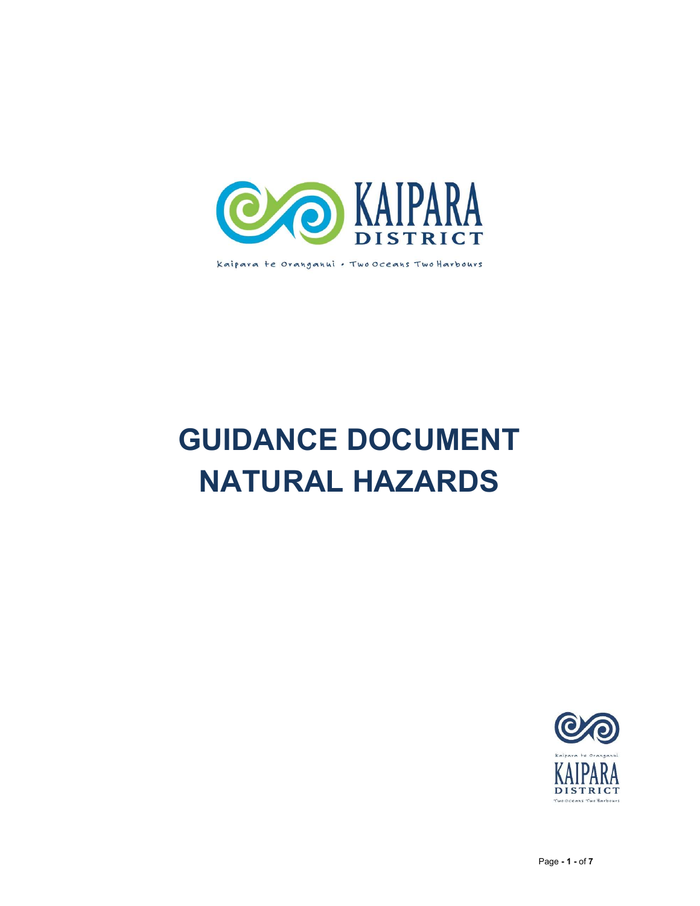KAIPARA DISTRICT

Kaipara te Oranganui • Two Oceans Two Harbours

# GUIDANCE DOCUMENT NATURAL HAZARDS

Kaipara te Oranganui

KAIPARA DISTRICT

Two Oceans Two Harbours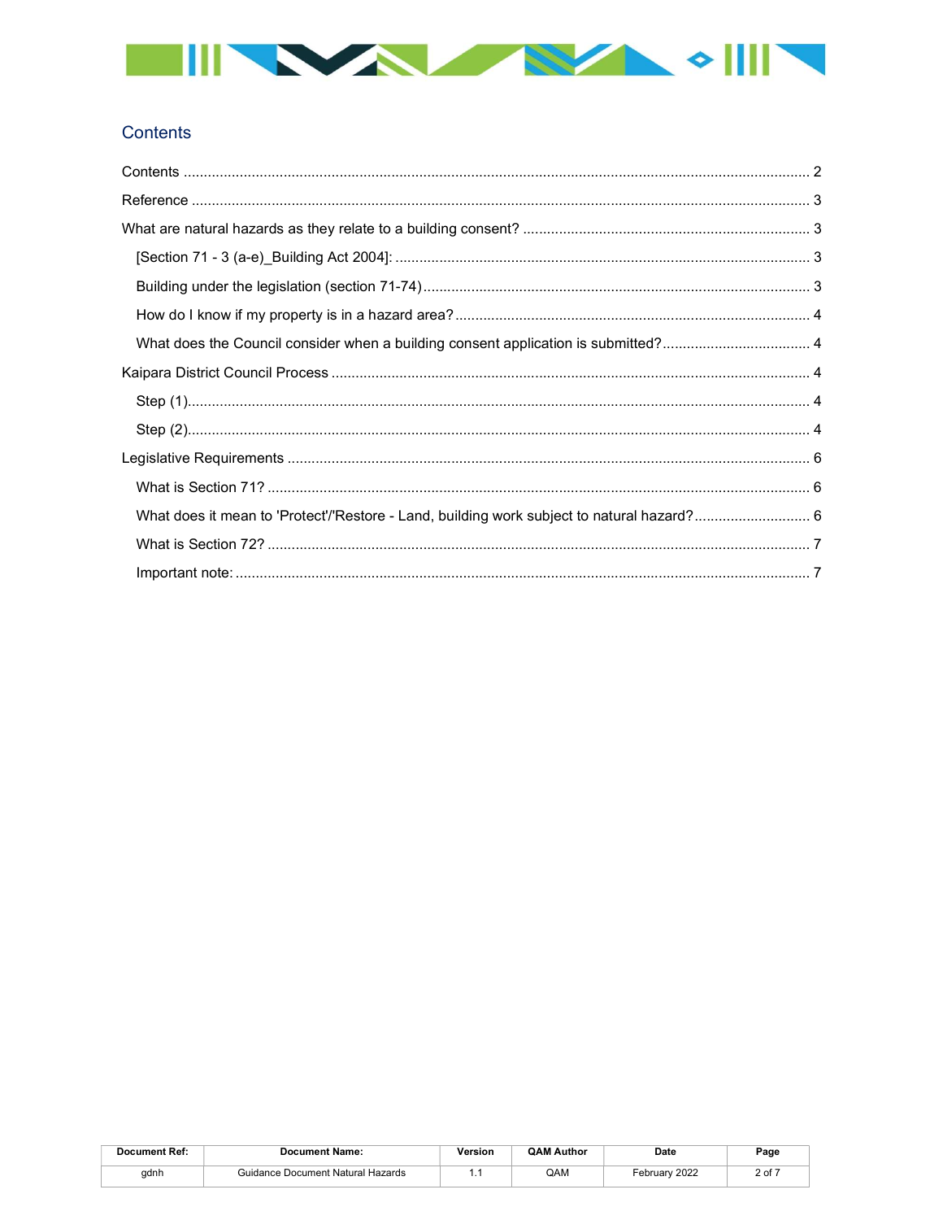## Contents

Contents .......... 2
Reference .......... 3
What are natural hazards as they relate to a building consent? .......... 3
  [Section 71 - 3 (a-e)_Building Act 2004]: .......... 3
  Building under the legislation (section 71-74) .......... 3
  How do I know if my property is in a hazard area? .......... 4
  What does the Council consider when a building consent application is submitted? .......... 4
Kaipara District Council Process .......... 4
  Step (1) .......... 4
  Step (2) .......... 4
Legislative Requirements .......... 6
  What is Section 71? .......... 6
  What does it mean to 'Protect'/'Restore - Land, building work subject to natural hazard? .......... 6
  What is Section 72? .......... 7
  Important note: .......... 7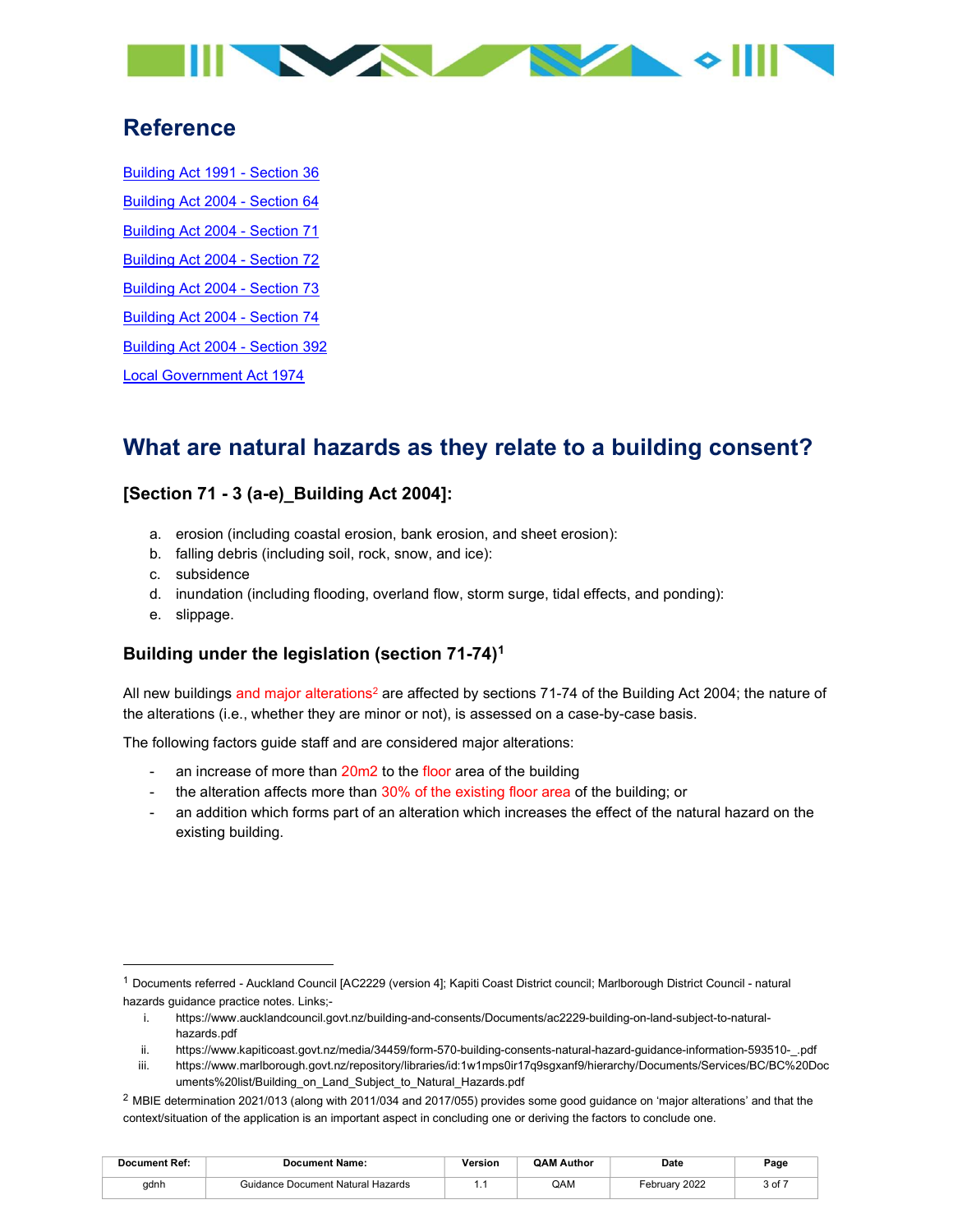## Reference

[Building Act 1991 - Section 36]

[Building Act 2004 - Section 64]

[Building Act 2004 - Section 71]

[Building Act 2004 - Section 72]

[Building Act 2004 - Section 73]

[Building Act 2004 - Section 74]

[Building Act 2004 - Section 392]

[Local Government Act 1974]

## What are natural hazards as they relate to a building consent?

### [Section 71 - 3 (a-e)_Building Act 2004]:

a. erosion (including coastal erosion, bank erosion, and sheet erosion):
b. falling debris (including soil, rock, snow, and ice):
c. subsidence
d. inundation (including flooding, overland flow, storm surge, tidal effects, and ponding):
e. slippage.

### Building under the legislation (section 71-74)[1]

All new buildings and major alterations[2] are affected by sections 71-74 of the Building Act 2004; the nature of the alterations (i.e., whether they are minor or not), is assessed on a case-by-case basis.

The following factors guide staff and are considered major alterations:

- an increase of more than 20m2 to the floor area of the building
- the alteration affects more than 30% of the existing floor area of the building; or
- an addition which forms part of an alteration which increases the effect of the natural hazard on the existing building.

---

[1] Documents referred - Auckland Council [AC2229 (version 4]; Kapiti Coast District council; Marlborough District Council - natural hazards guidance practice notes. Links;-

i. https://www.aucklandcouncil.govt.nz/building-and-consents/Documents/ac2229-building-on-land-subject-to-natural-hazards.pdf
ii. https://www.kapiticoast.govt.nz/media/34459/form-570-building-consents-natural-hazard-guidance-information-593510-_.pdf
iii. https://www.marlborough.govt.nz/repository/libraries/id:1w1mps0ir17q9sgxanf9/hierarchy/Documents/Services/BC/BC%20Documents%20list/Building_on_Land_Subject_to_Natural_Hazards.pdf

[2] MBIE determination 2021/013 (along with 2011/034 and 2017/055) provides some good guidance on 'major alterations' and that the context/situation of the application is an important aspect in concluding one or deriving the factors to conclude one.

| Document Ref: | Document Name: | Version | QAM Author | Date |
|---|---|---|---|---|
| gdnh | Guidance Document Natural Hazards | 1.1 | QAM | February 2022 |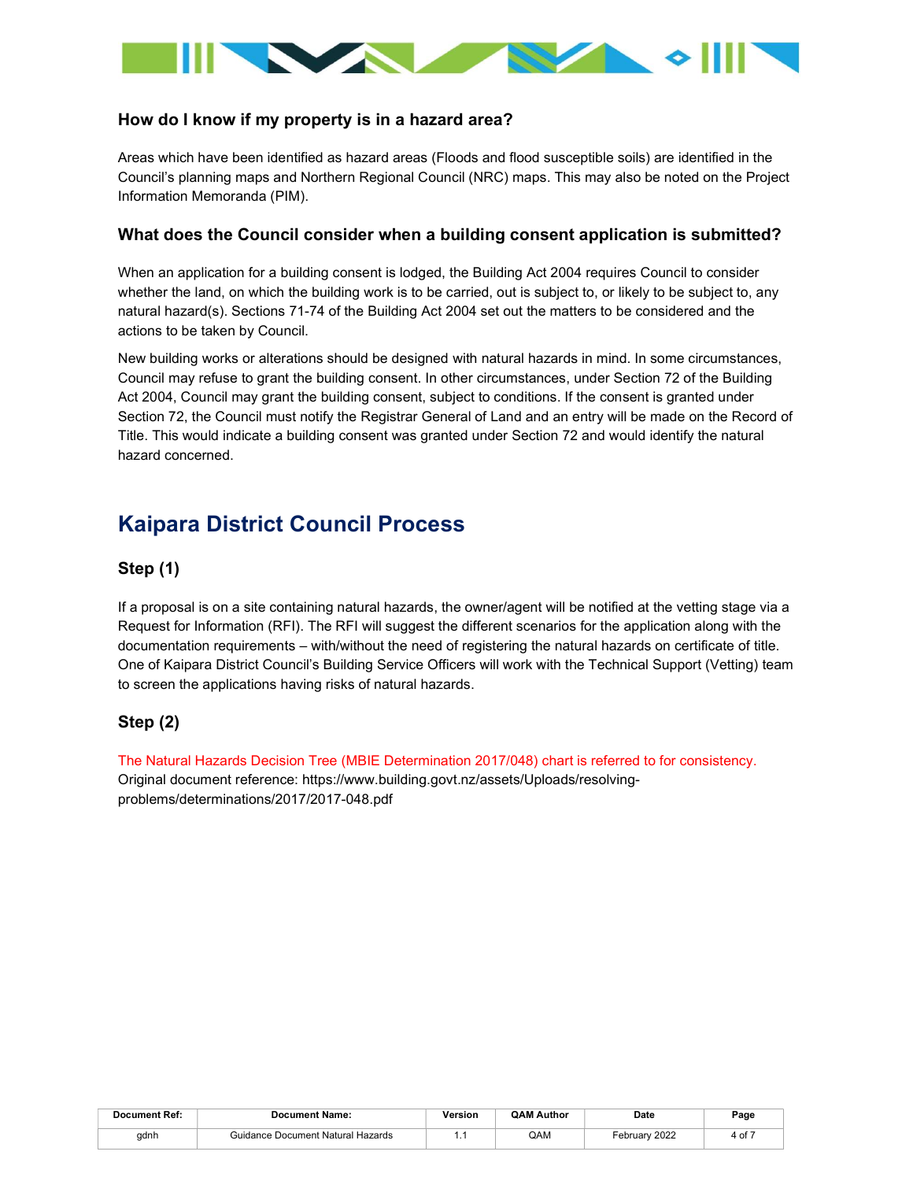### How do I know if my property is in a hazard area?

Areas which have been identified as hazard areas (Floods and flood susceptible soils) are identified in the Council's planning maps and Northern Regional Council (NRC) maps. This may also be noted on the Project Information Memoranda (PIM).

### What does the Council consider when a building consent application is submitted?

When an application for a building consent is lodged, the Building Act 2004 requires Council to consider whether the land, on which the building work is to be carried, out is subject to, or likely to be subject to, any natural hazard(s). Sections 71-74 of the Building Act 2004 set out the matters to be considered and the actions to be taken by Council.

New building works or alterations should be designed with natural hazards in mind. In some circumstances, Council may refuse to grant the building consent. In other circumstances, under Section 72 of the Building Act 2004, Council may grant the building consent, subject to conditions. If the consent is granted under Section 72, the Council must notify the Registrar General of Land and an entry will be made on the Record of Title. This would indicate a building consent was granted under Section 72 and would identify the natural hazard concerned.

## Kaipara District Council Process

### Step (1)

If a proposal is on a site containing natural hazards, the owner/agent will be notified at the vetting stage via a Request for Information (RFI). The RFI will suggest the different scenarios for the application along with the documentation requirements – with/without the need of registering the natural hazards on certificate of title. One of Kaipara District Council's Building Service Officers will work with the Technical Support (Vetting) team to screen the applications having risks of natural hazards.

### Step (2)

The Natural Hazards Decision Tree (MBIE Determination 2017/048) chart is referred to for consistency.
Original document reference: https://www.building.govt.nz/assets/Uploads/resolving-problems/determinations/2017/2017-048.pdf

| Document Ref: | Document Name: | Version | QAM Author | Date | Page |
|---|---|---|---|---|---|
| gdnh | Guidance Document Natural Hazards | 1.1 | QAM | February 2022 | 4 of 7 |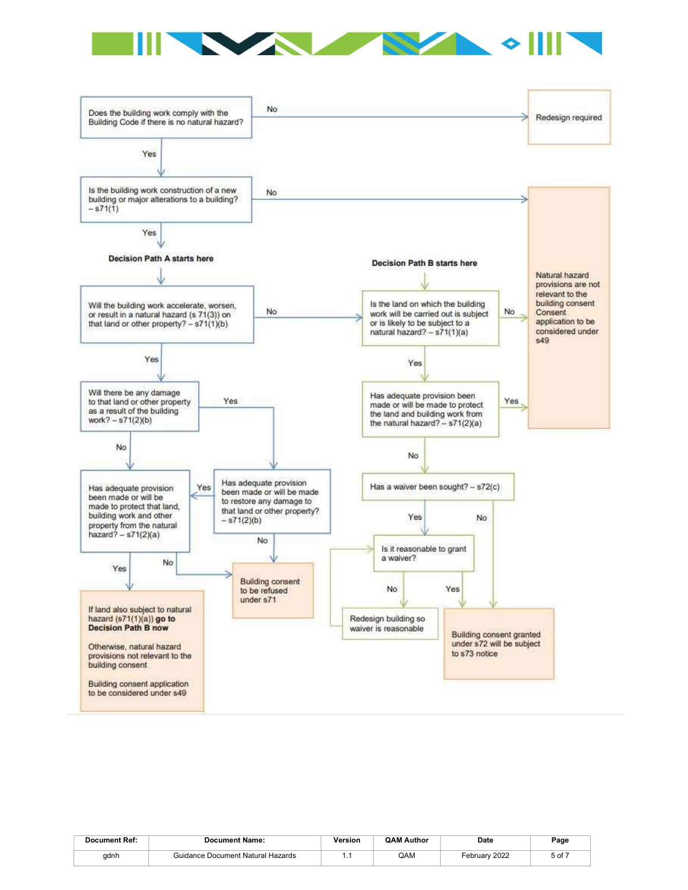Does the building work comply with the Building Code if there is no natural hazard?

- No → Redesign required
- Yes ↓

Is the building work construction of a new building or major alterations to a building? – s71(1)

- No → Natural hazard provisions are not relevant to the building consent Consent application to be considered under s49
- Yes ↓

**Decision Path A starts here**

Will the building work accelerate, worsen, or result in a natural hazard (s 71(3)) on that land or other property? – s71(1)(b)

- No → Decision Path B
- Yes ↓

Will there be any damage to that land or other property as a result of the building work? – s71(2)(b)

- Yes → Has adequate provision been made or will be made to restore any damage to that land or other property? – s71(2)(b)
  - Yes → Has adequate provision been made or will be made to protect that land, building work and other property from the natural hazard? – s71(2)(a)
  - No → Building consent to be refused under s71
- No ↓

Has adequate provision been made or will be made to protect that land, building work and other property from the natural hazard? – s71(2)(a)

- No → Building consent to be refused under s71
- Yes → If land also subject to natural hazard (s71(1)(a)) **go to Decision Path B now**

  Otherwise, natural hazard provisions not relevant to the building consent

  Building consent application to be considered under s49

**Decision Path B starts here**

Is the land on which the building work will be carried out is subject or is likely to be subject to a natural hazard? – s71(1)(a)

- No → Natural hazard provisions are not relevant to the building consent Consent application to be considered under s49
- Yes ↓

Has adequate provision been made or will be made to protect the land and building work from the natural hazard? – s71(2)(a)

- Yes → Natural hazard provisions are not relevant to the building consent Consent application to be considered under s49
- No ↓

Has a waiver been sought? – s72(c)

- No → Building consent granted under s72 will be subject to s73 notice
- Yes ↓

Is it reasonable to grant a waiver?

- Yes → Building consent granted under s72 will be subject to s73 notice
- No → Redesign building so waiver is reasonable → Is it reasonable to grant a waiver?

| Document Ref: | Document Name: | Version | QAM Author | Date | Page |
|---|---|---|---|---|---|
| gdnh | Guidance Document Natural Hazards | 1.1 | QAM | February 2022 | 5 of 7 |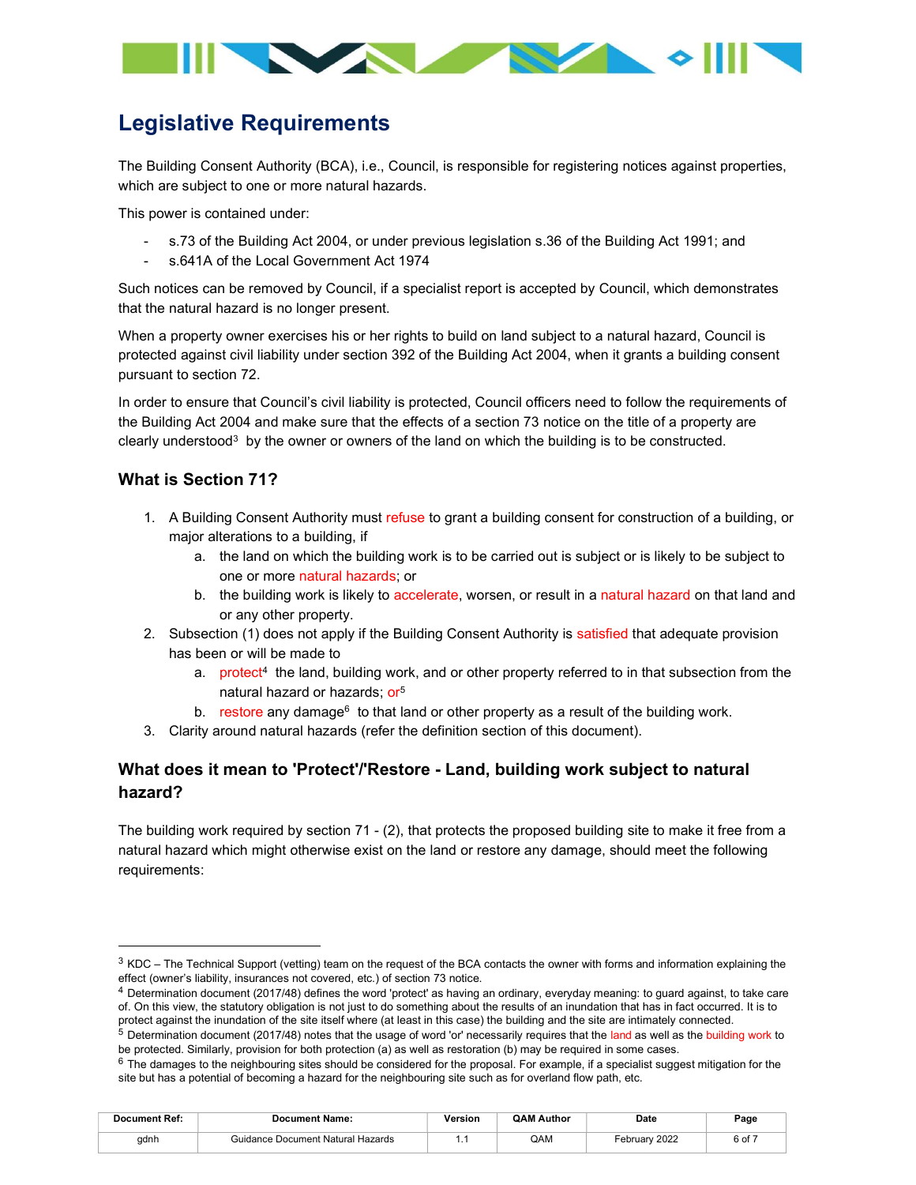# Legislative Requirements

The Building Consent Authority (BCA), i.e., Council, is responsible for registering notices against properties, which are subject to one or more natural hazards.

This power is contained under:

- s.73 of the Building Act 2004, or under previous legislation s.36 of the Building Act 1991; and
- s.641A of the Local Government Act 1974

Such notices can be removed by Council, if a specialist report is accepted by Council, which demonstrates that the natural hazard is no longer present.

When a property owner exercises his or her rights to build on land subject to a natural hazard, Council is protected against civil liability under section 392 of the Building Act 2004, when it grants a building consent pursuant to section 72.

In order to ensure that Council's civil liability is protected, Council officers need to follow the requirements of the Building Act 2004 and make sure that the effects of a section 73 notice on the title of a property are clearly understood[3] by the owner or owners of the land on which the building is to be constructed.

### What is Section 71?

1. A Building Consent Authority must refuse to grant a building consent for construction of a building, or major alterations to a building, if
   a. the land on which the building work is to be carried out is subject or is likely to be subject to one or more natural hazards; or
   b. the building work is likely to accelerate, worsen, or result in a natural hazard on that land and or any other property.
2. Subsection (1) does not apply if the Building Consent Authority is satisfied that adequate provision has been or will be made to
   a. protect[4] the land, building work, and or other property referred to in that subsection from the natural hazard or hazards; or[5]
   b. restore any damage[6] to that land or other property as a result of the building work.
3. Clarity around natural hazards (refer the definition section of this document).

### What does it mean to 'Protect'/'Restore - Land, building work subject to natural hazard?

The building work required by section 71 - (2), that protects the proposed building site to make it free from a natural hazard which might otherwise exist on the land or restore any damage, should meet the following requirements:

---

[3] KDC – The Technical Support (vetting) team on the request of the BCA contacts the owner with forms and information explaining the effect (owner's liability, insurances not covered, etc.) of section 73 notice.

[4] Determination document (2017/48) defines the word 'protect' as having an ordinary, everyday meaning: to guard against, to take care of. On this view, the statutory obligation is not just to do something about the results of an inundation that has in fact occurred. It is to protect against the inundation of the site itself where (at least in this case) the building and the site are intimately connected.

[5] Determination document (2017/48) notes that the usage of word 'or' necessarily requires that the land as well as the building work to be protected. Similarly, provision for both protection (a) as well as restoration (b) may be required in some cases.

[6] The damages to the neighbouring sites should be considered for the proposal. For example, if a specialist suggest mitigation for the site but has a potential of becoming a hazard for the neighbouring site such as for overland flow path, etc.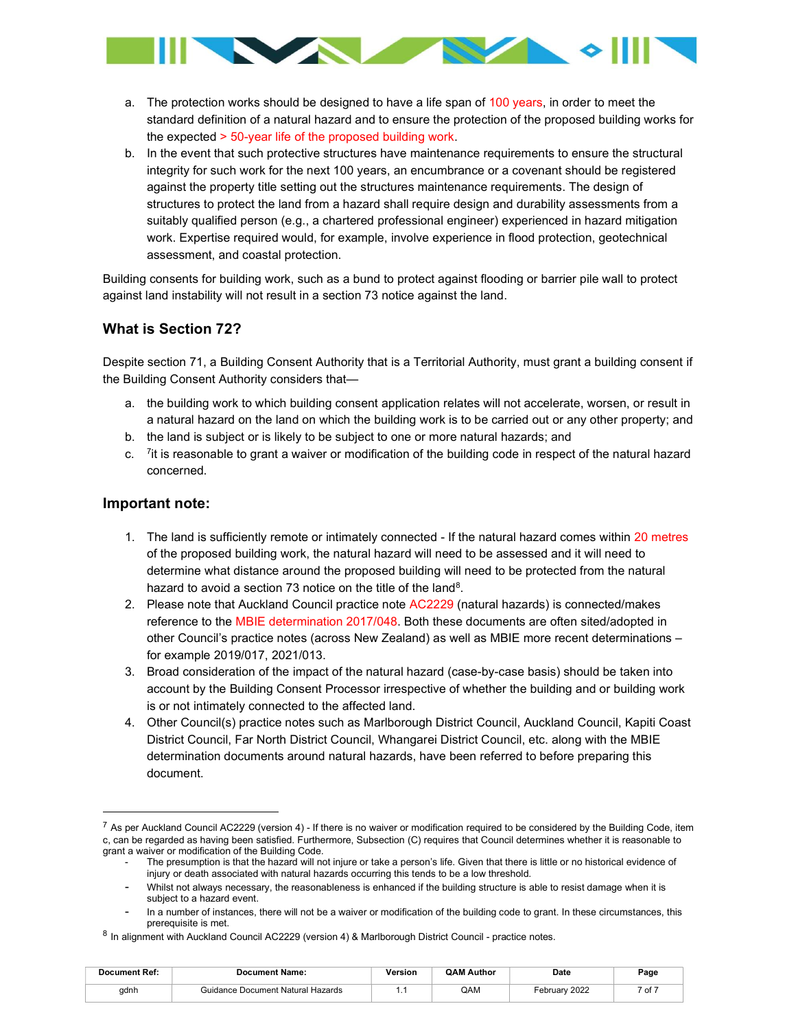a. The protection works should be designed to have a life span of 100 years, in order to meet the standard definition of a natural hazard and to ensure the protection of the proposed building works for the expected > 50-year life of the proposed building work.

b. In the event that such protective structures have maintenance requirements to ensure the structural integrity for such work for the next 100 years, an encumbrance or a covenant should be registered against the property title setting out the structures maintenance requirements. The design of structures to protect the land from a hazard shall require design and durability assessments from a suitably qualified person (e.g., a chartered professional engineer) experienced in hazard mitigation work. Expertise required would, for example, involve experience in flood protection, geotechnical assessment, and coastal protection.

Building consents for building work, such as a bund to protect against flooding or barrier pile wall to protect against land instability will not result in a section 73 notice against the land.

## What is Section 72?

Despite section 71, a Building Consent Authority that is a Territorial Authority, must grant a building consent if the Building Consent Authority considers that—

a. the building work to which building consent application relates will not accelerate, worsen, or result in a natural hazard on the land on which the building work is to be carried out or any other property; and

b. the land is subject or is likely to be subject to one or more natural hazards; and

c. [7]it is reasonable to grant a waiver or modification of the building code in respect of the natural hazard concerned.

## Important note:

1. The land is sufficiently remote or intimately connected - If the natural hazard comes within 20 metres of the proposed building work, the natural hazard will need to be assessed and it will need to determine what distance around the proposed building will need to be protected from the natural hazard to avoid a section 73 notice on the title of the land[8].
2. Please note that Auckland Council practice note AC2229 (natural hazards) is connected/makes reference to the MBIE determination 2017/048. Both these documents are often sited/adopted in other Council's practice notes (across New Zealand) as well as MBIE more recent determinations – for example 2019/017, 2021/013.
3. Broad consideration of the impact of the natural hazard (case-by-case basis) should be taken into account by the Building Consent Processor irrespective of whether the building and or building work is or not intimately connected to the affected land.
4. Other Council(s) practice notes such as Marlborough District Council, Auckland Council, Kapiti Coast District Council, Far North District Council, Whangarei District Council, etc. along with the MBIE determination documents around natural hazards, have been referred to before preparing this document.

---

[7] As per Auckland Council AC2229 (version 4) - If there is no waiver or modification required to be considered by the Building Code, item c, can be regarded as having been satisfied. Furthermore, Subsection (C) requires that Council determines whether it is reasonable to grant a waiver or modification of the Building Code.

- The presumption is that the hazard will not injure or take a person's life. Given that there is little or no historical evidence of injury or death associated with natural hazards occurring this tends to be a low threshold.
- Whilst not always necessary, the reasonableness is enhanced if the building structure is able to resist damage when it is subject to a hazard event.
- In a number of instances, there will not be a waiver or modification of the building code to grant. In these circumstances, this prerequisite is met.

[8] In alignment with Auckland Council AC2229 (version 4) & Marlborough District Council - practice notes.